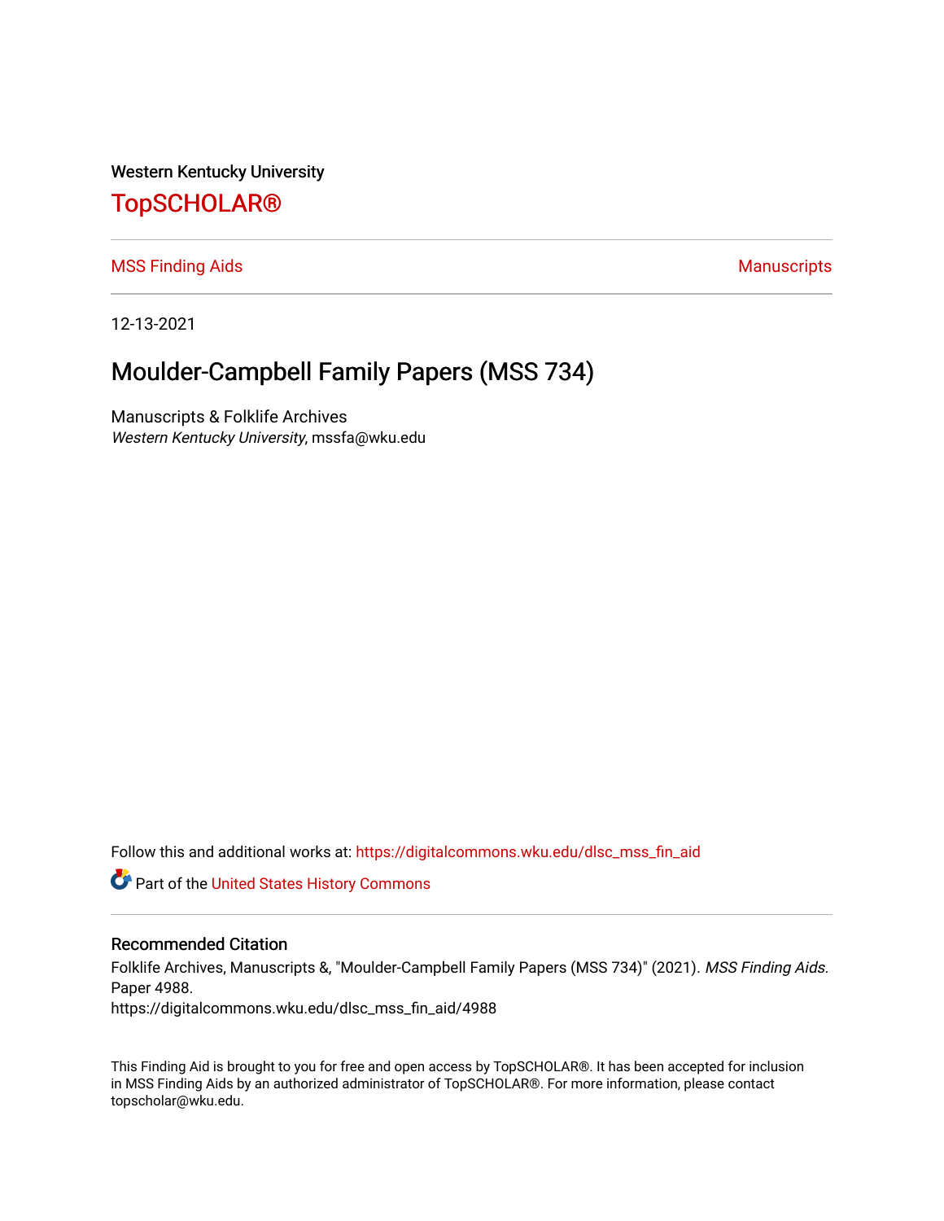Western Kentucky University

# TopSCHOLAR®

MSS Finding Aids | Manuscripts

12-13-2021

## Moulder-Campbell Family Papers (MSS 734)

Manuscripts & Folklife Archives
*Western Kentucky University*, mssfa@wku.edu

Follow this and additional works at: https://digitalcommons.wku.edu/dlsc_mss_fin_aid

Part of the United States History Commons

### Recommended Citation

Folklife Archives, Manuscripts &, "Moulder-Campbell Family Papers (MSS 734)" (2021). *MSS Finding Aids.* Paper 4988.
https://digitalcommons.wku.edu/dlsc_mss_fin_aid/4988

This Finding Aid is brought to you for free and open access by TopSCHOLAR®. It has been accepted for inclusion in MSS Finding Aids by an authorized administrator of TopSCHOLAR®. For more information, please contact topscholar@wku.edu.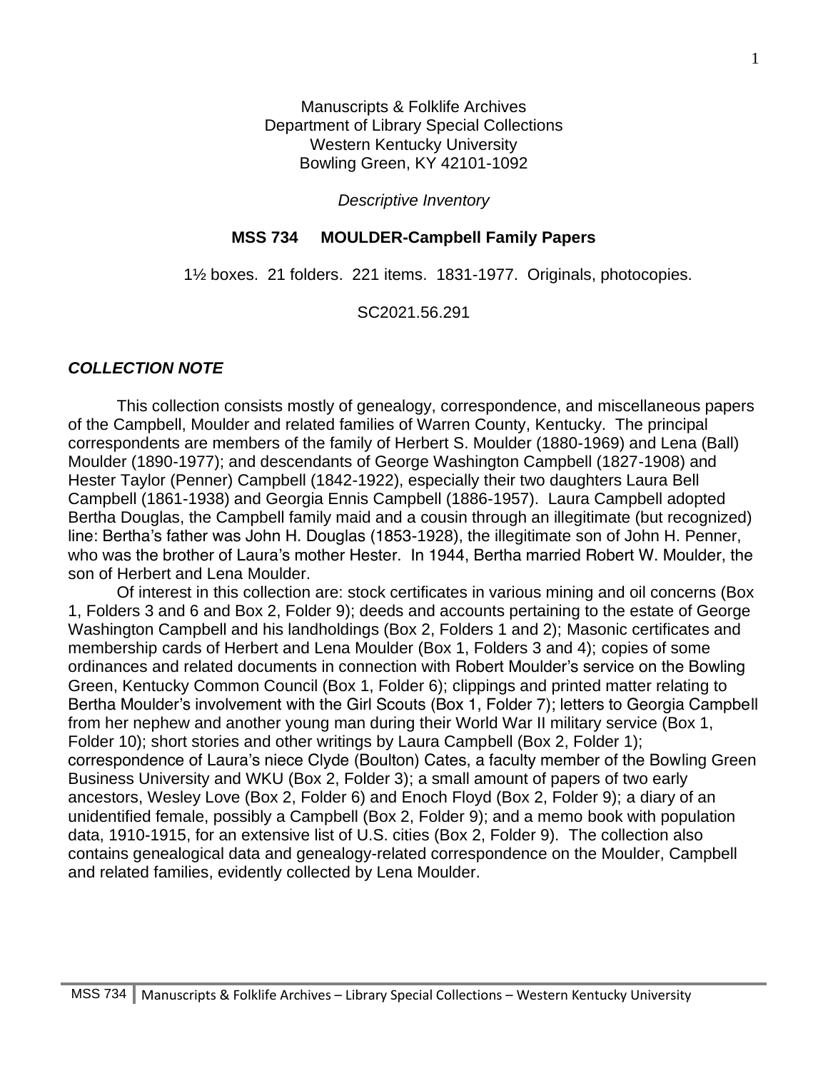Manuscripts & Folklife Archives
Department of Library Special Collections
Western Kentucky University
Bowling Green, KY 42101-1092

*Descriptive Inventory*

**MSS 734 MOULDER-Campbell Family Papers**

1½ boxes. 21 folders. 221 items. 1831-1977. Originals, photocopies.

SC2021.56.291

## *COLLECTION NOTE*

This collection consists mostly of genealogy, correspondence, and miscellaneous papers of the Campbell, Moulder and related families of Warren County, Kentucky. The principal correspondents are members of the family of Herbert S. Moulder (1880-1969) and Lena (Ball) Moulder (1890-1977); and descendants of George Washington Campbell (1827-1908) and Hester Taylor (Penner) Campbell (1842-1922), especially their two daughters Laura Bell Campbell (1861-1938) and Georgia Ennis Campbell (1886-1957). Laura Campbell adopted Bertha Douglas, the Campbell family maid and a cousin through an illegitimate (but recognized) line: Bertha's father was John H. Douglas (1853-1928), the illegitimate son of John H. Penner, who was the brother of Laura's mother Hester. In 1944, Bertha married Robert W. Moulder, the son of Herbert and Lena Moulder.

Of interest in this collection are: stock certificates in various mining and oil concerns (Box 1, Folders 3 and 6 and Box 2, Folder 9); deeds and accounts pertaining to the estate of George Washington Campbell and his landholdings (Box 2, Folders 1 and 2); Masonic certificates and membership cards of Herbert and Lena Moulder (Box 1, Folders 3 and 4); copies of some ordinances and related documents in connection with Robert Moulder's service on the Bowling Green, Kentucky Common Council (Box 1, Folder 6); clippings and printed matter relating to Bertha Moulder's involvement with the Girl Scouts (Box 1, Folder 7); letters to Georgia Campbell from her nephew and another young man during their World War II military service (Box 1, Folder 10); short stories and other writings by Laura Campbell (Box 2, Folder 1); correspondence of Laura's niece Clyde (Boulton) Cates, a faculty member of the Bowling Green Business University and WKU (Box 2, Folder 3); a small amount of papers of two early ancestors, Wesley Love (Box 2, Folder 6) and Enoch Floyd (Box 2, Folder 9); a diary of an unidentified female, possibly a Campbell (Box 2, Folder 9); and a memo book with population data, 1910-1915, for an extensive list of U.S. cities (Box 2, Folder 9). The collection also contains genealogical data and genealogy-related correspondence on the Moulder, Campbell and related families, evidently collected by Lena Moulder.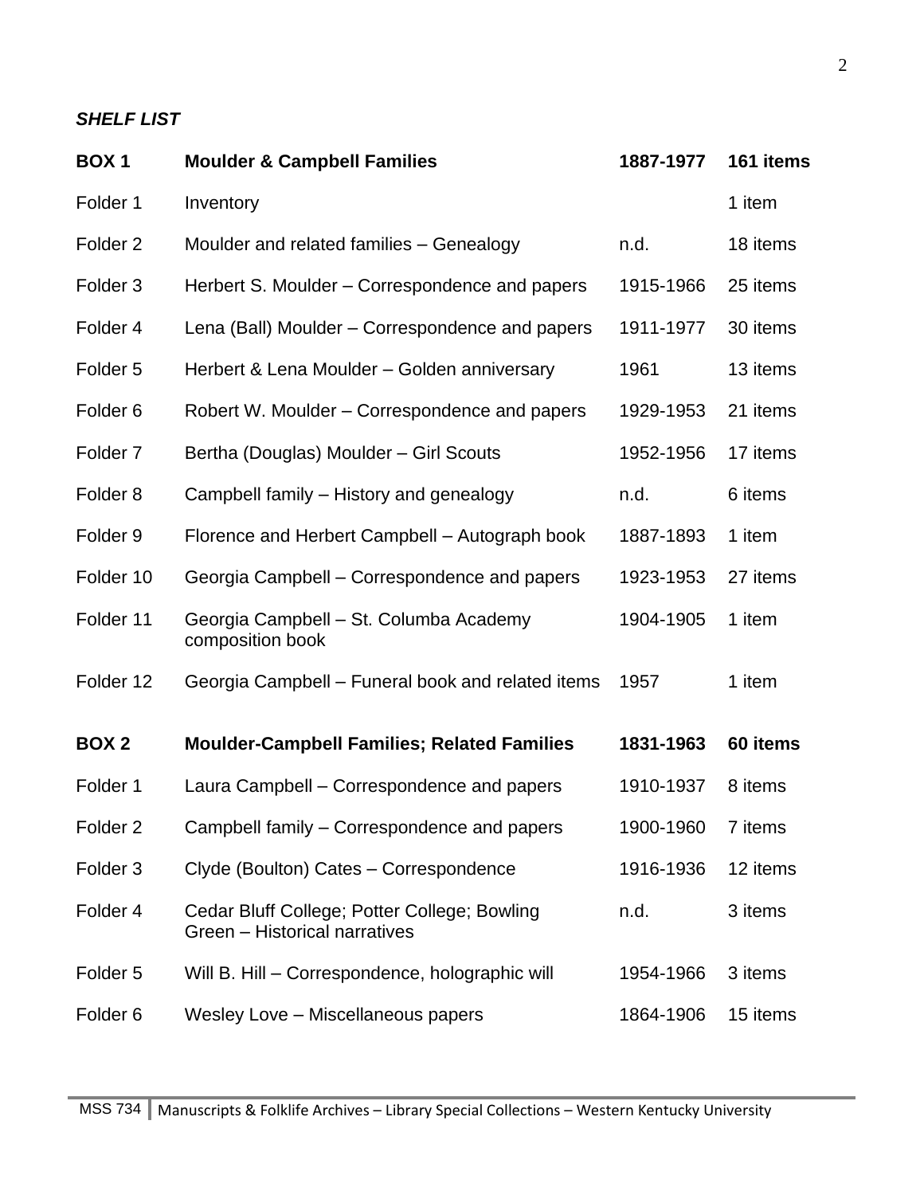***SHELF LIST***

| | | | |
|---|---|---|---|
| **BOX 1** | **Moulder & Campbell Families** | **1887-1977** | **161 items** |
| Folder 1 | Inventory | | 1 item |
| Folder 2 | Moulder and related families – Genealogy | n.d. | 18 items |
| Folder 3 | Herbert S. Moulder – Correspondence and papers | 1915-1966 | 25 items |
| Folder 4 | Lena (Ball) Moulder – Correspondence and papers | 1911-1977 | 30 items |
| Folder 5 | Herbert & Lena Moulder – Golden anniversary | 1961 | 13 items |
| Folder 6 | Robert W. Moulder – Correspondence and papers | 1929-1953 | 21 items |
| Folder 7 | Bertha (Douglas) Moulder – Girl Scouts | 1952-1956 | 17 items |
| Folder 8 | Campbell family – History and genealogy | n.d. | 6 items |
| Folder 9 | Florence and Herbert Campbell – Autograph book | 1887-1893 | 1 item |
| Folder 10 | Georgia Campbell – Correspondence and papers | 1923-1953 | 27 items |
| Folder 11 | Georgia Campbell – St. Columba Academy composition book | 1904-1905 | 1 item |
| Folder 12 | Georgia Campbell – Funeral book and related items | 1957 | 1 item |
| **BOX 2** | **Moulder-Campbell Families; Related Families** | **1831-1963** | **60 items** |
| Folder 1 | Laura Campbell – Correspondence and papers | 1910-1937 | 8 items |
| Folder 2 | Campbell family – Correspondence and papers | 1900-1960 | 7 items |
| Folder 3 | Clyde (Boulton) Cates – Correspondence | 1916-1936 | 12 items |
| Folder 4 | Cedar Bluff College; Potter College; Bowling Green – Historical narratives | n.d. | 3 items |
| Folder 5 | Will B. Hill – Correspondence, holographic will | 1954-1966 | 3 items |
| Folder 6 | Wesley Love – Miscellaneous papers | 1864-1906 | 15 items |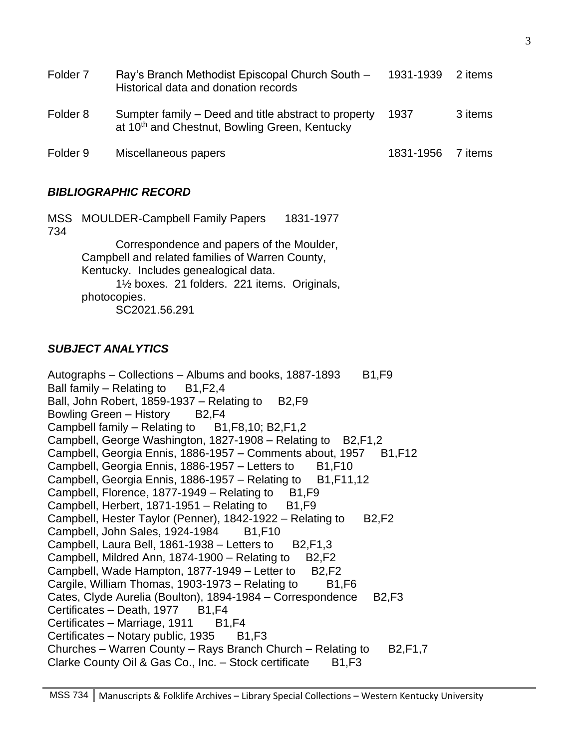| | | | |
|---|---|---|---|
| Folder 7 | Ray's Branch Methodist Episcopal Church South – Historical data and donation records | 1931-1939 | 2 items |
| Folder 8 | Sumpter family – Deed and title abstract to property at 10th and Chestnut, Bowling Green, Kentucky | 1937 | 3 items |
| Folder 9 | Miscellaneous papers | 1831-1956 | 7 items |

### *BIBLIOGRAPHIC RECORD*

MSS 734 MOULDER-Campbell Family Papers 1831-1977

Correspondence and papers of the Moulder, Campbell and related families of Warren County, Kentucky. Includes genealogical data.

1½ boxes. 21 folders. 221 items. Originals, photocopies.

SC2021.56.291

### *SUBJECT ANALYTICS*

Autographs – Collections – Albums and books, 1887-1893 B1,F9
Ball family – Relating to B1,F2,4
Ball, John Robert, 1859-1937 – Relating to B2,F9
Bowling Green – History B2,F4
Campbell family – Relating to B1,F8,10; B2,F1,2
Campbell, George Washington, 1827-1908 – Relating to B2,F1,2
Campbell, Georgia Ennis, 1886-1957 – Comments about, 1957 B1,F12
Campbell, Georgia Ennis, 1886-1957 – Letters to B1,F10
Campbell, Georgia Ennis, 1886-1957 – Relating to B1,F11,12
Campbell, Florence, 1877-1949 – Relating to B1,F9
Campbell, Herbert, 1871-1951 – Relating to B1,F9
Campbell, Hester Taylor (Penner), 1842-1922 – Relating to B2,F2
Campbell, John Sales, 1924-1984 B1,F10
Campbell, Laura Bell, 1861-1938 – Letters to B2,F1,3
Campbell, Mildred Ann, 1874-1900 – Relating to B2,F2
Campbell, Wade Hampton, 1877-1949 – Letter to B2,F2
Cargile, William Thomas, 1903-1973 – Relating to B1,F6
Cates, Clyde Aurelia (Boulton), 1894-1984 – Correspondence B2,F3
Certificates – Death, 1977 B1,F4
Certificates – Marriage, 1911 B1,F4
Certificates – Notary public, 1935 B1,F3
Churches – Warren County – Rays Branch Church – Relating to B2,F1,7
Clarke County Oil & Gas Co., Inc. – Stock certificate B1,F3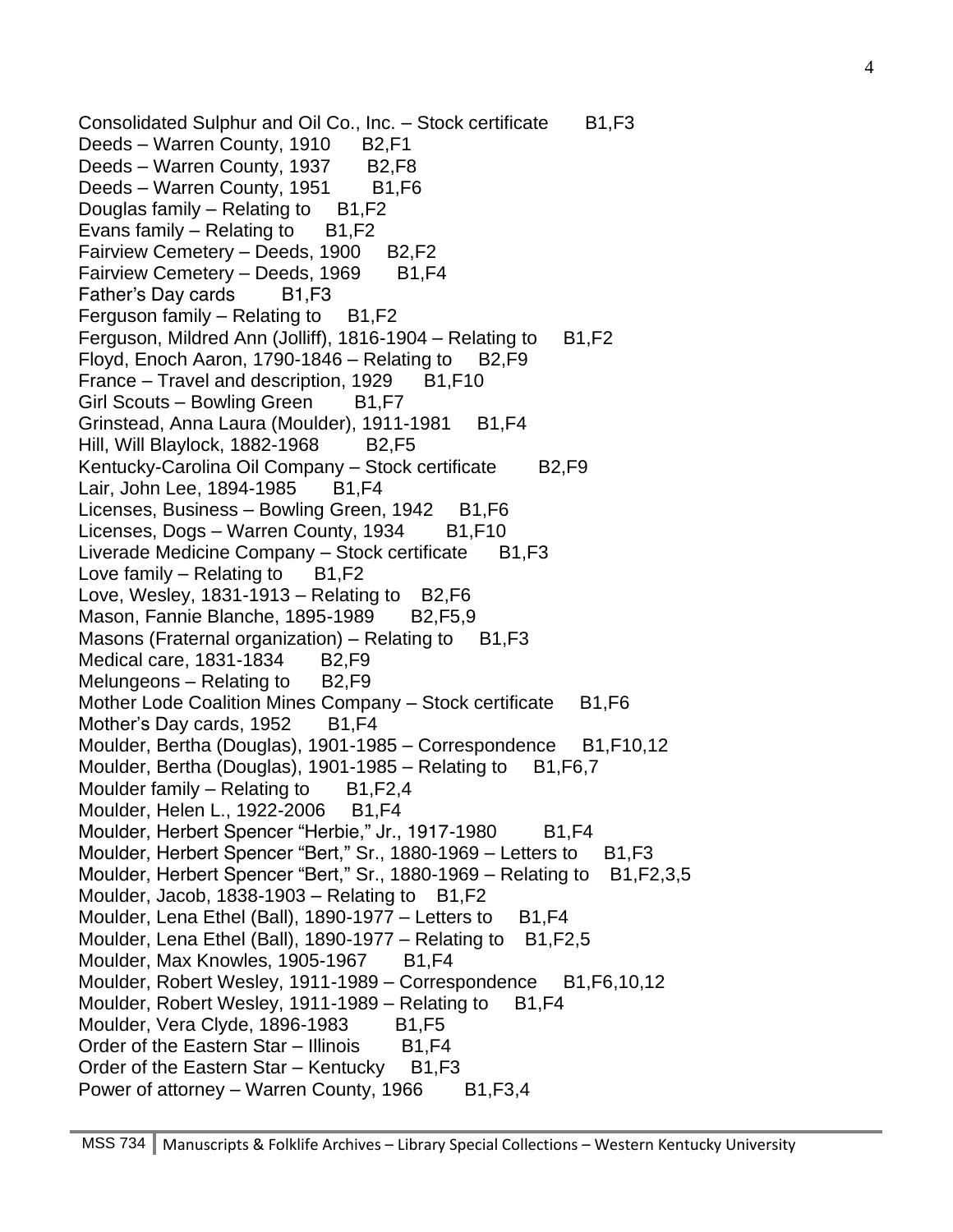Consolidated Sulphur and Oil Co., Inc. – Stock certificate B1,F3
Deeds – Warren County, 1910 B2,F1
Deeds – Warren County, 1937 B2,F8
Deeds – Warren County, 1951 B1,F6
Douglas family – Relating to B1,F2
Evans family – Relating to B1,F2
Fairview Cemetery – Deeds, 1900 B2,F2
Fairview Cemetery – Deeds, 1969 B1,F4
Father's Day cards B1,F3
Ferguson family – Relating to B1,F2
Ferguson, Mildred Ann (Jolliff), 1816-1904 – Relating to B1,F2
Floyd, Enoch Aaron, 1790-1846 – Relating to B2,F9
France – Travel and description, 1929 B1,F10
Girl Scouts – Bowling Green B1,F7
Grinstead, Anna Laura (Moulder), 1911-1981 B1,F4
Hill, Will Blaylock, 1882-1968 B2,F5
Kentucky-Carolina Oil Company – Stock certificate B2,F9
Lair, John Lee, 1894-1985 B1,F4
Licenses, Business – Bowling Green, 1942 B1,F6
Licenses, Dogs – Warren County, 1934 B1,F10
Liverade Medicine Company – Stock certificate B1,F3
Love family – Relating to B1,F2
Love, Wesley, 1831-1913 – Relating to B2,F6
Mason, Fannie Blanche, 1895-1989 B2,F5,9
Masons (Fraternal organization) – Relating to B1,F3
Medical care, 1831-1834 B2,F9
Melungeons – Relating to B2,F9
Mother Lode Coalition Mines Company – Stock certificate B1,F6
Mother's Day cards, 1952 B1,F4
Moulder, Bertha (Douglas), 1901-1985 – Correspondence B1,F10,12
Moulder, Bertha (Douglas), 1901-1985 – Relating to B1,F6,7
Moulder family – Relating to B1,F2,4
Moulder, Helen L., 1922-2006 B1,F4
Moulder, Herbert Spencer "Herbie," Jr., 1917-1980 B1,F4
Moulder, Herbert Spencer "Bert," Sr., 1880-1969 – Letters to B1,F3
Moulder, Herbert Spencer "Bert," Sr., 1880-1969 – Relating to B1,F2,3,5
Moulder, Jacob, 1838-1903 – Relating to B1,F2
Moulder, Lena Ethel (Ball), 1890-1977 – Letters to B1,F4
Moulder, Lena Ethel (Ball), 1890-1977 – Relating to B1,F2,5
Moulder, Max Knowles, 1905-1967 B1,F4
Moulder, Robert Wesley, 1911-1989 – Correspondence B1,F6,10,12
Moulder, Robert Wesley, 1911-1989 – Relating to B1,F4
Moulder, Vera Clyde, 1896-1983 B1,F5
Order of the Eastern Star – Illinois B1,F4
Order of the Eastern Star – Kentucky B1,F3
Power of attorney – Warren County, 1966 B1,F3,4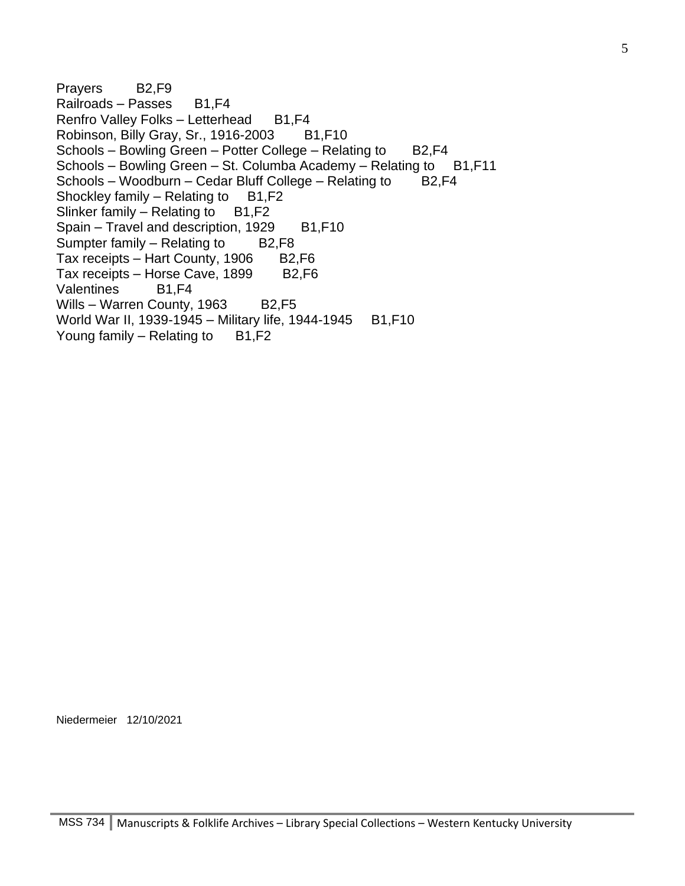Prayers B2,F9
Railroads – Passes B1,F4
Renfro Valley Folks – Letterhead B1,F4
Robinson, Billy Gray, Sr., 1916-2003 B1,F10
Schools – Bowling Green – Potter College – Relating to B2,F4
Schools – Bowling Green – St. Columba Academy – Relating to B1,F11
Schools – Woodburn – Cedar Bluff College – Relating to B2,F4
Shockley family – Relating to B1,F2
Slinker family – Relating to B1,F2
Spain – Travel and description, 1929 B1,F10
Sumpter family – Relating to B2,F8
Tax receipts – Hart County, 1906 B2,F6
Tax receipts – Horse Cave, 1899 B2,F6
Valentines B1,F4
Wills – Warren County, 1963 B2,F5
World War II, 1939-1945 – Military life, 1944-1945 B1,F10
Young family – Relating to B1,F2

Niedermeier 12/10/2021